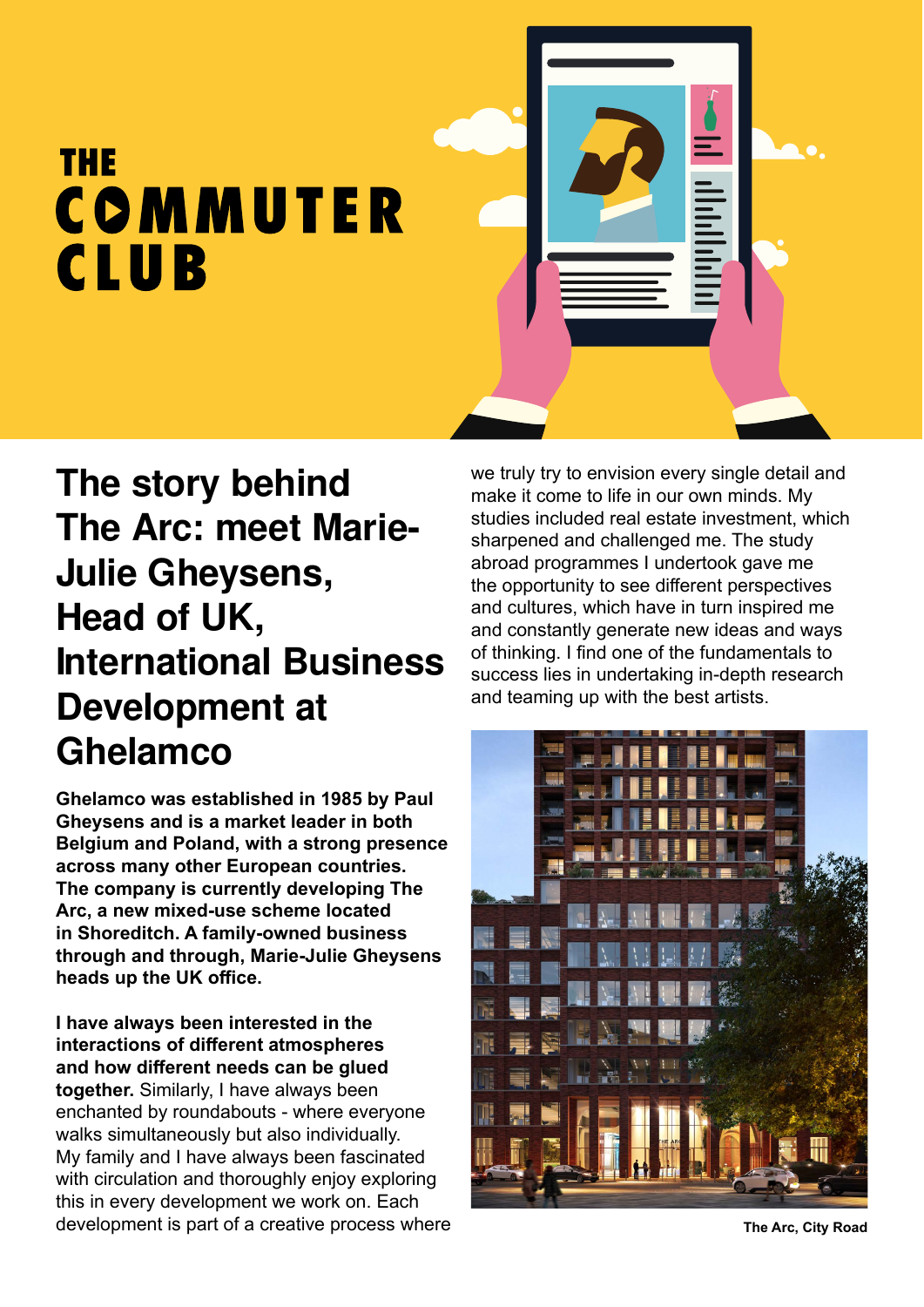# THE COMMUTER CLUB

## The story behind The Arc: meet Marie-Julie Gheysens, Head of UK, International Business Development at Ghelamco

**Ghelamco was established in 1985 by Paul Gheysens and is a market leader in both Belgium and Poland, with a strong presence across many other European countries. The company is currently developing The Arc, a new mixed-use scheme located in Shoreditch. A family-owned business through and through, Marie-Julie Gheysens heads up the UK office.**

**I have always been interested in the interactions of different atmospheres and how different needs can be glued together.** Similarly, I have always been enchanted by roundabouts - where everyone walks simultaneously but also individually. My family and I have always been fascinated with circulation and thoroughly enjoy exploring this in every development we work on. Each development is part of a creative process where we truly try to envision every single detail and make it come to life in our own minds. My studies included real estate investment, which sharpened and challenged me. The study abroad programmes I undertook gave me the opportunity to see different perspectives and cultures, which have in turn inspired me and constantly generate new ideas and ways of thinking. I find one of the fundamentals to success lies in undertaking in-depth research and teaming up with the best artists.

The Arc, City Road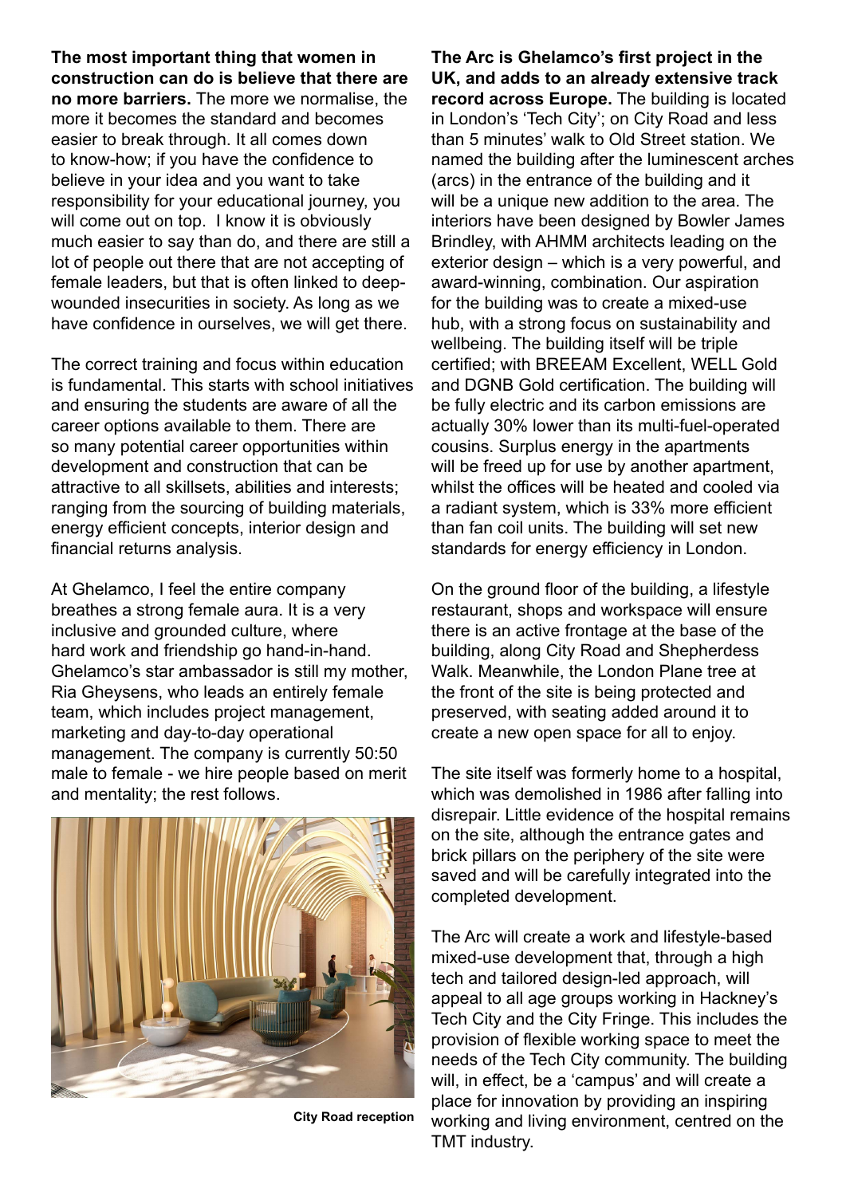**The most important thing that women in construction can do is believe that there are no more barriers.** The more we normalise, the more it becomes the standard and becomes easier to break through. It all comes down to know-how; if you have the confidence to believe in your idea and you want to take responsibility for your educational journey, you will come out on top. I know it is obviously much easier to say than do, and there are still a lot of people out there that are not accepting of female leaders, but that is often linked to deep-wounded insecurities in society. As long as we have confidence in ourselves, we will get there.

The correct training and focus within education is fundamental. This starts with school initiatives and ensuring the students are aware of all the career options available to them. There are so many potential career opportunities within development and construction that can be attractive to all skillsets, abilities and interests; ranging from the sourcing of building materials, energy efficient concepts, interior design and financial returns analysis.

At Ghelamco, I feel the entire company breathes a strong female aura. It is a very inclusive and grounded culture, where hard work and friendship go hand-in-hand. Ghelamco's star ambassador is still my mother, Ria Gheysens, who leads an entirely female team, which includes project management, marketing and day-to-day operational management. The company is currently 50:50 male to female - we hire people based on merit and mentality; the rest follows.

City Road reception

**The Arc is Ghelamco's first project in the UK, and adds to an already extensive track record across Europe.** The building is located in London's 'Tech City'; on City Road and less than 5 minutes' walk to Old Street station. We named the building after the luminescent arches (arcs) in the entrance of the building and it will be a unique new addition to the area. The interiors have been designed by Bowler James Brindley, with AHMM architects leading on the exterior design – which is a very powerful, and award-winning, combination. Our aspiration for the building was to create a mixed-use hub, with a strong focus on sustainability and wellbeing. The building itself will be triple certified; with BREEAM Excellent, WELL Gold and DGNB Gold certification. The building will be fully electric and its carbon emissions are actually 30% lower than its multi-fuel-operated cousins. Surplus energy in the apartments will be freed up for use by another apartment, whilst the offices will be heated and cooled via a radiant system, which is 33% more efficient than fan coil units. The building will set new standards for energy efficiency in London.

On the ground floor of the building, a lifestyle restaurant, shops and workspace will ensure there is an active frontage at the base of the building, along City Road and Shepherdess Walk. Meanwhile, the London Plane tree at the front of the site is being protected and preserved, with seating added around it to create a new open space for all to enjoy.

The site itself was formerly home to a hospital, which was demolished in 1986 after falling into disrepair. Little evidence of the hospital remains on the site, although the entrance gates and brick pillars on the periphery of the site were saved and will be carefully integrated into the completed development.

The Arc will create a work and lifestyle-based mixed-use development that, through a high tech and tailored design-led approach, will appeal to all age groups working in Hackney's Tech City and the City Fringe. This includes the provision of flexible working space to meet the needs of the Tech City community. The building will, in effect, be a 'campus' and will create a place for innovation by providing an inspiring working and living environment, centred on the TMT industry.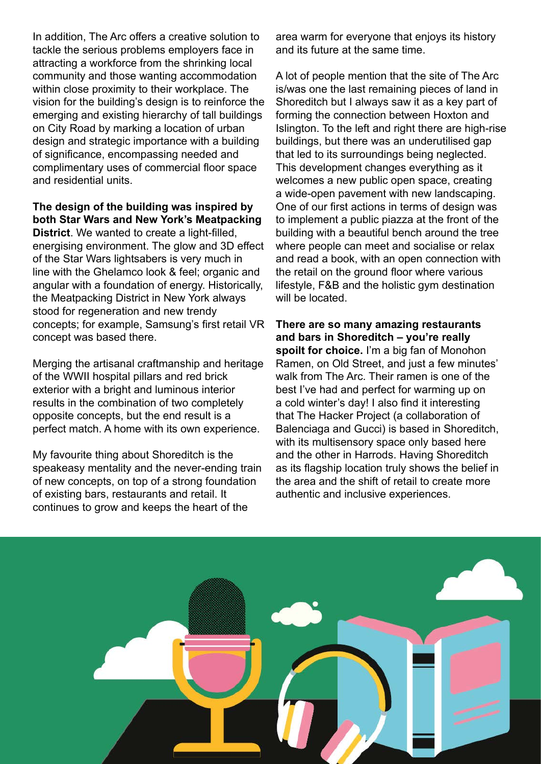In addition, The Arc offers a creative solution to tackle the serious problems employers face in attracting a workforce from the shrinking local community and those wanting accommodation within close proximity to their workplace. The vision for the building's design is to reinforce the emerging and existing hierarchy of tall buildings on City Road by marking a location of urban design and strategic importance with a building of significance, encompassing needed and complimentary uses of commercial floor space and residential units.

**The design of the building was inspired by both Star Wars and New York's Meatpacking District**. We wanted to create a light-filled, energising environment. The glow and 3D effect of the Star Wars lightsabers is very much in line with the Ghelamco look & feel; organic and angular with a foundation of energy. Historically, the Meatpacking District in New York always stood for regeneration and new trendy concepts; for example, Samsung's first retail VR concept was based there.

Merging the artisanal craftmanship and heritage of the WWII hospital pillars and red brick exterior with a bright and luminous interior results in the combination of two completely opposite concepts, but the end result is a perfect match. A home with its own experience.

My favourite thing about Shoreditch is the speakeasy mentality and the never-ending train of new concepts, on top of a strong foundation of existing bars, restaurants and retail. It continues to grow and keeps the heart of the area warm for everyone that enjoys its history and its future at the same time.

A lot of people mention that the site of The Arc is/was one the last remaining pieces of land in Shoreditch but I always saw it as a key part of forming the connection between Hoxton and Islington. To the left and right there are high-rise buildings, but there was an underutilised gap that led to its surroundings being neglected. This development changes everything as it welcomes a new public open space, creating a wide-open pavement with new landscaping. One of our first actions in terms of design was to implement a public piazza at the front of the building with a beautiful bench around the tree where people can meet and socialise or relax and read a book, with an open connection with the retail on the ground floor where various lifestyle, F&B and the holistic gym destination will be located.

**There are so many amazing restaurants and bars in Shoreditch – you're really spoilt for choice.** I'm a big fan of Monohon Ramen, on Old Street, and just a few minutes' walk from The Arc. Their ramen is one of the best I've had and perfect for warming up on a cold winter's day! I also find it interesting that The Hacker Project (a collaboration of Balenciaga and Gucci) is based in Shoreditch, with its multisensory space only based here and the other in Harrods. Having Shoreditch as its flagship location truly shows the belief in the area and the shift of retail to create more authentic and inclusive experiences.